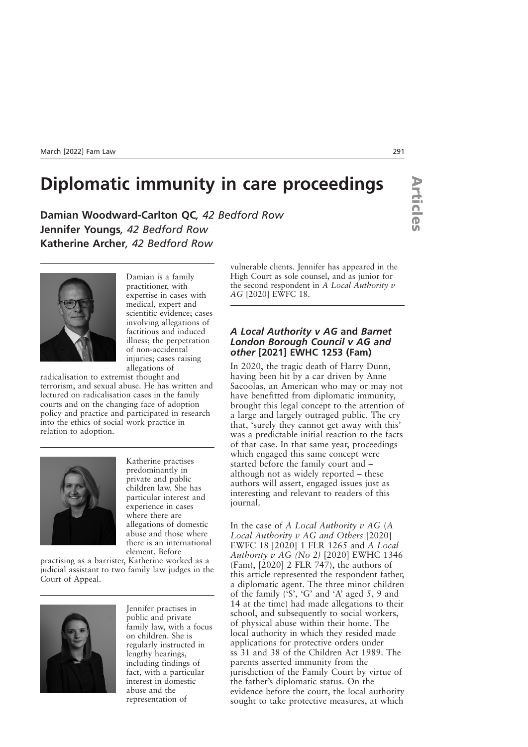# Diplomatic immunity in care proceedings

**Damian Woodward-Carlton QC**, *42 Bedford Row*
**Jennifer Youngs**, *42 Bedford Row*
**Katherine Archer**, *42 Bedford Row*

Damian is a family practitioner, with expertise in cases with medical, expert and scientific evidence; cases involving allegations of factitious and induced illness; the perpetration of non-accidental injuries; cases raising allegations of radicalisation to extremist thought and terrorism, and sexual abuse. He has written and lectured on radicalisation cases in the family courts and on the changing face of adoption policy and practice and participated in research into the ethics of social work practice in relation to adoption.

Katherine practises predominantly in private and public children law. She has particular interest and experience in cases where there are allegations of domestic abuse and those where there is an international element. Before practising as a barrister, Katherine worked as a judicial assistant to two family law judges in the Court of Appeal.

Jennifer practises in public and private family law, with a focus on children. She is regularly instructed in lengthy hearings, including findings of fact, with a particular interest in domestic abuse and the representation of vulnerable clients. Jennifer has appeared in the High Court as sole counsel, and as junior for the second respondent in *A Local Authority v AG* [2020] EWFC 18.

### *A Local Authority v AG* and *Barnet London Borough Council v AG and other* [2021] EWHC 1253 (Fam)

In 2020, the tragic death of Harry Dunn, having been hit by a car driven by Anne Sacoolas, an American who may or may not have benefitted from diplomatic immunity, brought this legal concept to the attention of a large and largely outraged public. The cry that, 'surely they cannot get away with this' was a predictable initial reaction to the facts of that case. In that same year, proceedings which engaged this same concept were started before the family court and – although not as widely reported – these authors will assert, engaged issues just as interesting and relevant to readers of this journal.

In the case of *A Local Authority v AG* (*A Local Authority v AG and Others* [2020] EWFC 18 [2020] 1 FLR 1265 and *A Local Authority v AG (No 2)* [2020] EWHC 1346 (Fam), [2020] 2 FLR 747), the authors of this article represented the respondent father, a diplomatic agent. The three minor children of the family ('S', 'G' and 'A' aged 5, 9 and 14 at the time) had made allegations to their school, and subsequently to social workers, of physical abuse within their home. The local authority in which they resided made applications for protective orders under ss 31 and 38 of the Children Act 1989. The parents asserted immunity from the jurisdiction of the Family Court by virtue of the father's diplomatic status. On the evidence before the court, the local authority sought to take protective measures, at which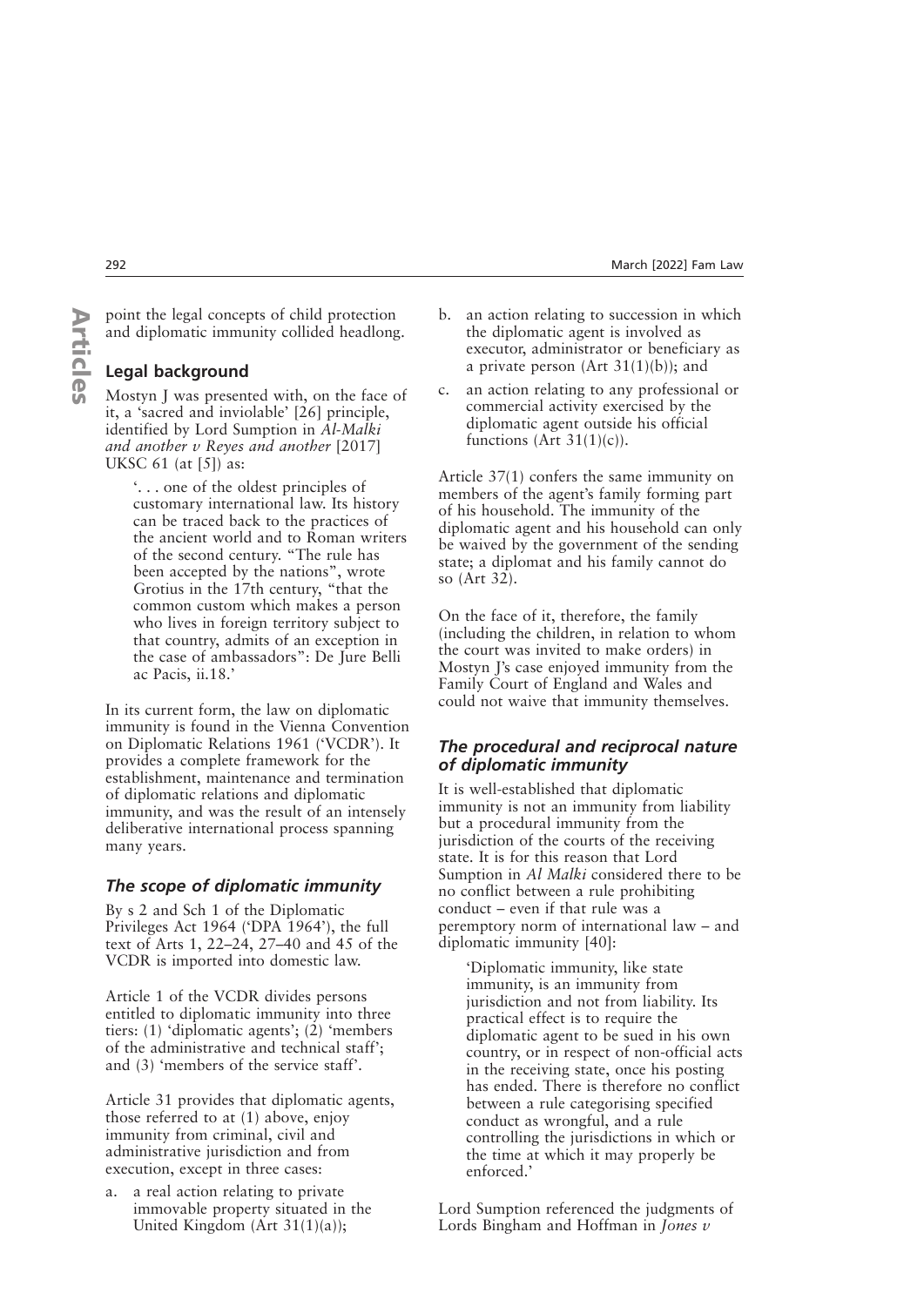point the legal concepts of child protection and diplomatic immunity collided headlong.

## Legal background

Mostyn J was presented with, on the face of it, a 'sacred and inviolable' [26] principle, identified by Lord Sumption in *Al-Malki and another v Reyes and another* [2017] UKSC 61 (at [5]) as:

> '. . . one of the oldest principles of customary international law. Its history can be traced back to the practices of the ancient world and to Roman writers of the second century. "The rule has been accepted by the nations", wrote Grotius in the 17th century, "that the common custom which makes a person who lives in foreign territory subject to that country, admits of an exception in the case of ambassadors": De Jure Belli ac Pacis, ii.18.'

In its current form, the law on diplomatic immunity is found in the Vienna Convention on Diplomatic Relations 1961 ('VCDR'). It provides a complete framework for the establishment, maintenance and termination of diplomatic relations and diplomatic immunity, and was the result of an intensely deliberative international process spanning many years.

### *The scope of diplomatic immunity*

By s 2 and Sch 1 of the Diplomatic Privileges Act 1964 ('DPA 1964'), the full text of Arts 1, 22–24, 27–40 and 45 of the VCDR is imported into domestic law.

Article 1 of the VCDR divides persons entitled to diplomatic immunity into three tiers: (1) 'diplomatic agents'; (2) 'members of the administrative and technical staff'; and (3) 'members of the service staff'.

Article 31 provides that diplomatic agents, those referred to at (1) above, enjoy immunity from criminal, civil and administrative jurisdiction and from execution, except in three cases:

a. a real action relating to private immovable property situated in the United Kingdom (Art 31(1)(a));
b. an action relating to succession in which the diplomatic agent is involved as executor, administrator or beneficiary as a private person (Art 31(1)(b)); and
c. an action relating to any professional or commercial activity exercised by the diplomatic agent outside his official functions (Art 31(1)(c)).

Article 37(1) confers the same immunity on members of the agent's family forming part of his household. The immunity of the diplomatic agent and his household can only be waived by the government of the sending state; a diplomat and his family cannot do so (Art 32).

On the face of it, therefore, the family (including the children, in relation to whom the court was invited to make orders) in Mostyn J's case enjoyed immunity from the Family Court of England and Wales and could not waive that immunity themselves.

### *The procedural and reciprocal nature of diplomatic immunity*

It is well-established that diplomatic immunity is not an immunity from liability but a procedural immunity from the jurisdiction of the courts of the receiving state. It is for this reason that Lord Sumption in *Al Malki* considered there to be no conflict between a rule prohibiting conduct – even if that rule was a peremptory norm of international law – and diplomatic immunity [40]:

> 'Diplomatic immunity, like state immunity, is an immunity from jurisdiction and not from liability. Its practical effect is to require the diplomatic agent to be sued in his own country, or in respect of non-official acts in the receiving state, once his posting has ended. There is therefore no conflict between a rule categorising specified conduct as wrongful, and a rule controlling the jurisdictions in which or the time at which it may properly be enforced.'

Lord Sumption referenced the judgments of Lords Bingham and Hoffman in *Jones v*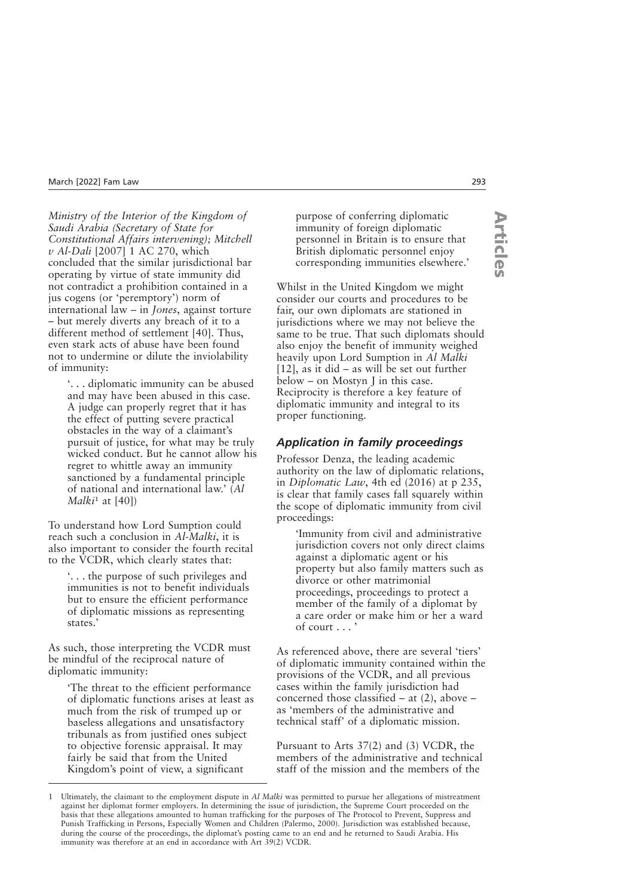*Ministry of the Interior of the Kingdom of Saudi Arabia (Secretary of State for Constitutional Affairs intervening); Mitchell v Al-Dali* [2007] 1 AC 270, which concluded that the similar jurisdictional bar operating by virtue of state immunity did not contradict a prohibition contained in a jus cogens (or 'peremptory') norm of international law – in *Jones*, against torture – but merely diverts any breach of it to a different method of settlement [40]. Thus, even stark acts of abuse have been found not to undermine or dilute the inviolability of immunity:

> '. . . diplomatic immunity can be abused and may have been abused in this case. A judge can properly regret that it has the effect of putting severe practical obstacles in the way of a claimant's pursuit of justice, for what may be truly wicked conduct. But he cannot allow his regret to whittle away an immunity sanctioned by a fundamental principle of national and international law.' (*Al Malki*[1] at [40])

To understand how Lord Sumption could reach such a conclusion in *Al-Malki*, it is also important to consider the fourth recital to the VCDR, which clearly states that:

> '. . . the purpose of such privileges and immunities is not to benefit individuals but to ensure the efficient performance of diplomatic missions as representing states.'

As such, those interpreting the VCDR must be mindful of the reciprocal nature of diplomatic immunity:

> 'The threat to the efficient performance of diplomatic functions arises at least as much from the risk of trumped up or baseless allegations and unsatisfactory tribunals as from justified ones subject to objective forensic appraisal. It may fairly be said that from the United Kingdom's point of view, a significant purpose of conferring diplomatic immunity of foreign diplomatic personnel in Britain is to ensure that British diplomatic personnel enjoy corresponding immunities elsewhere.'

Whilst in the United Kingdom we might consider our courts and procedures to be fair, our own diplomats are stationed in jurisdictions where we may not believe the same to be true. That such diplomats should also enjoy the benefit of immunity weighed heavily upon Lord Sumption in *Al Malki* [12], as it did – as will be set out further below – on Mostyn J in this case. Reciprocity is therefore a key feature of diplomatic immunity and integral to its proper functioning.

## *Application in family proceedings*

Professor Denza, the leading academic authority on the law of diplomatic relations, in *Diplomatic Law*, 4th ed (2016) at p 235, is clear that family cases fall squarely within the scope of diplomatic immunity from civil proceedings:

> 'Immunity from civil and administrative jurisdiction covers not only direct claims against a diplomatic agent or his property but also family matters such as divorce or other matrimonial proceedings, proceedings to protect a member of the family of a diplomat by a care order or make him or her a ward of court . . . '

As referenced above, there are several 'tiers' of diplomatic immunity contained within the provisions of the VCDR, and all previous cases within the family jurisdiction had concerned those classified – at (2), above – as 'members of the administrative and technical staff' of a diplomatic mission.

Pursuant to Arts 37(2) and (3) VCDR, the members of the administrative and technical staff of the mission and the members of the

---

[1] Ultimately, the claimant to the employment dispute in *Al Malki* was permitted to pursue her allegations of mistreatment against her diplomat former employers. In determining the issue of jurisdiction, the Supreme Court proceeded on the basis that these allegations amounted to human trafficking for the purposes of The Protocol to Prevent, Suppress and Punish Trafficking in Persons, Especially Women and Children (Palermo, 2000). Jurisdiction was established because, during the course of the proceedings, the diplomat's posting came to an end and he returned to Saudi Arabia. His immunity was therefore at an end in accordance with Art 39(2) VCDR.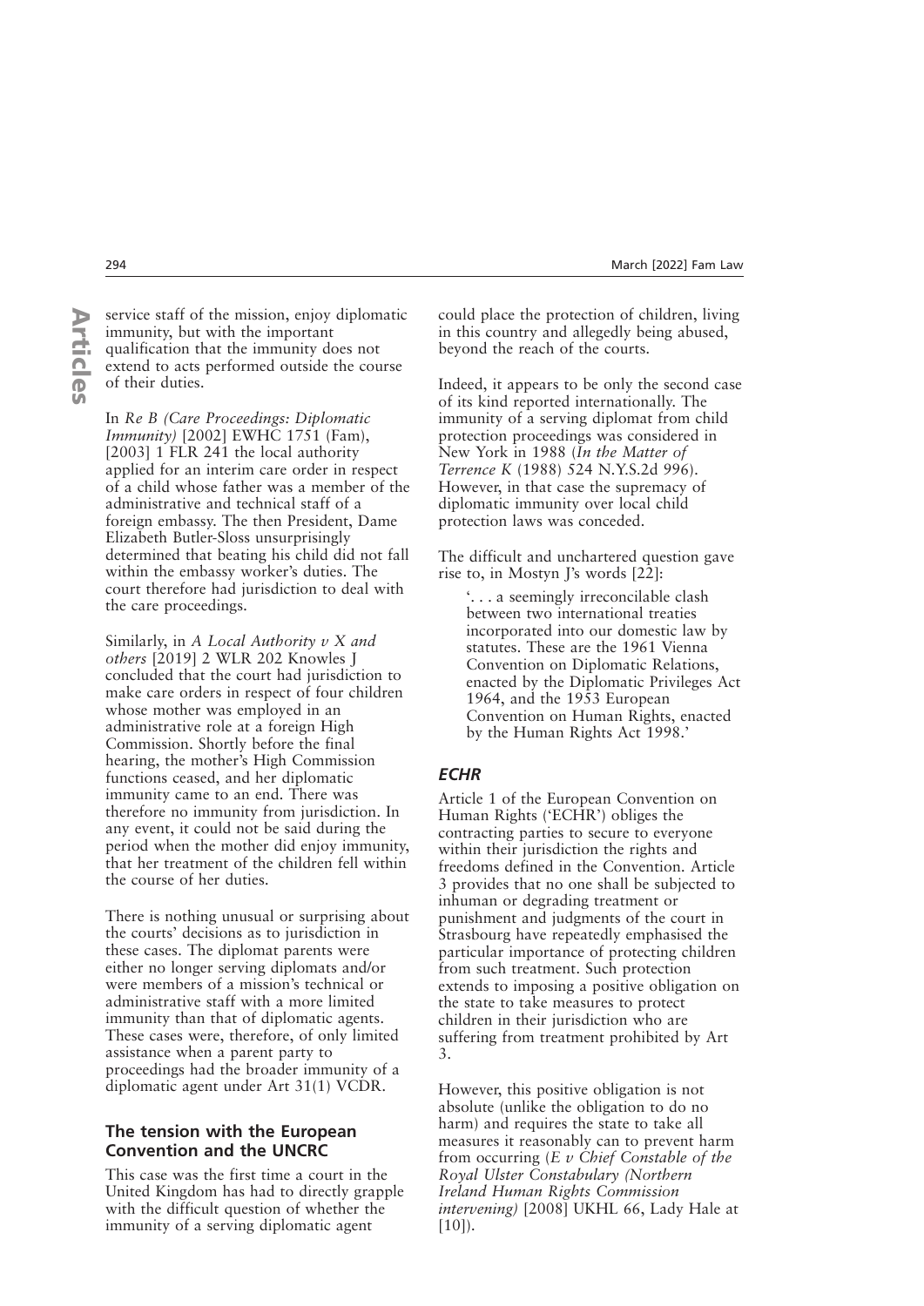service staff of the mission, enjoy diplomatic immunity, but with the important qualification that the immunity does not extend to acts performed outside the course of their duties.

In *Re B (Care Proceedings: Diplomatic Immunity)* [2002] EWHC 1751 (Fam), [2003] 1 FLR 241 the local authority applied for an interim care order in respect of a child whose father was a member of the administrative and technical staff of a foreign embassy. The then President, Dame Elizabeth Butler-Sloss unsurprisingly determined that beating his child did not fall within the embassy worker's duties. The court therefore had jurisdiction to deal with the care proceedings.

Similarly, in *A Local Authority v X and others* [2019] 2 WLR 202 Knowles J concluded that the court had jurisdiction to make care orders in respect of four children whose mother was employed in an administrative role at a foreign High Commission. Shortly before the final hearing, the mother's High Commission functions ceased, and her diplomatic immunity came to an end. There was therefore no immunity from jurisdiction. In any event, it could not be said during the period when the mother did enjoy immunity, that her treatment of the children fell within the course of her duties.

There is nothing unusual or surprising about the courts' decisions as to jurisdiction in these cases. The diplomat parents were either no longer serving diplomats and/or were members of a mission's technical or administrative staff with a more limited immunity than that of diplomatic agents. These cases were, therefore, of only limited assistance when a parent party to proceedings had the broader immunity of a diplomatic agent under Art 31(1) VCDR.

## The tension with the European Convention and the UNCRC

This case was the first time a court in the United Kingdom has had to directly grapple with the difficult question of whether the immunity of a serving diplomatic agent could place the protection of children, living in this country and allegedly being abused, beyond the reach of the courts.

Indeed, it appears to be only the second case of its kind reported internationally. The immunity of a serving diplomat from child protection proceedings was considered in New York in 1988 (*In the Matter of Terrence K* (1988) 524 N.Y.S.2d 996). However, in that case the supremacy of diplomatic immunity over local child protection laws was conceded.

The difficult and unchartered question gave rise to, in Mostyn J's words [22]:

> '. . . a seemingly irreconcilable clash between two international treaties incorporated into our domestic law by statutes. These are the 1961 Vienna Convention on Diplomatic Relations, enacted by the Diplomatic Privileges Act 1964, and the 1953 European Convention on Human Rights, enacted by the Human Rights Act 1998.'

### *ECHR*

Article 1 of the European Convention on Human Rights ('ECHR') obliges the contracting parties to secure to everyone within their jurisdiction the rights and freedoms defined in the Convention. Article 3 provides that no one shall be subjected to inhuman or degrading treatment or punishment and judgments of the court in Strasbourg have repeatedly emphasised the particular importance of protecting children from such treatment. Such protection extends to imposing a positive obligation on the state to take measures to protect children in their jurisdiction who are suffering from treatment prohibited by Art 3.

However, this positive obligation is not absolute (unlike the obligation to do no harm) and requires the state to take all measures it reasonably can to prevent harm from occurring (*E v Chief Constable of the Royal Ulster Constabulary (Northern Ireland Human Rights Commission intervening)* [2008] UKHL 66, Lady Hale at [10]).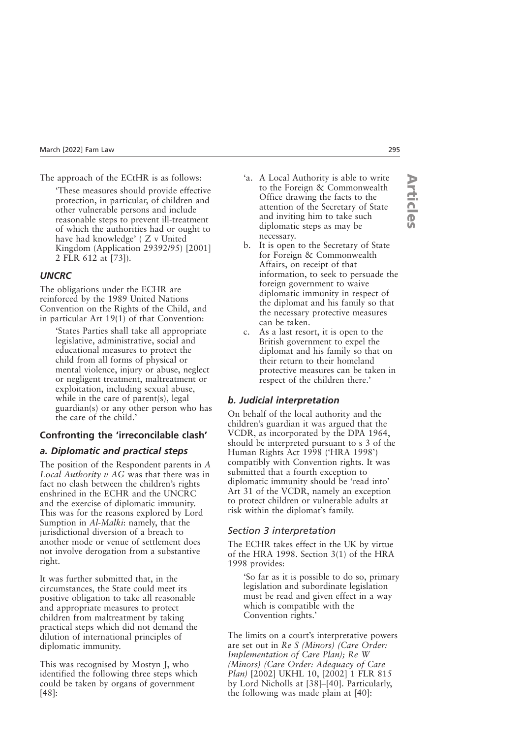The approach of the ECtHR is as follows:

> 'These measures should provide effective protection, in particular, of children and other vulnerable persons and include reasonable steps to prevent ill-treatment of which the authorities had or ought to have had knowledge' ( Z v United Kingdom (Application 29392/95) [2001] 2 FLR 612 at [73]).

### *UNCRC*

The obligations under the ECHR are reinforced by the 1989 United Nations Convention on the Rights of the Child, and in particular Art 19(1) of that Convention:

> 'States Parties shall take all appropriate legislative, administrative, social and educational measures to protect the child from all forms of physical or mental violence, injury or abuse, neglect or negligent treatment, maltreatment or exploitation, including sexual abuse, while in the care of parent(s), legal guardian(s) or any other person who has the care of the child.'

## Confronting the 'irreconcilable clash'

### *a. Diplomatic and practical steps*

The position of the Respondent parents in *A Local Authority v AG* was that there was in fact no clash between the children's rights enshrined in the ECHR and the UNCRC and the exercise of diplomatic immunity. This was for the reasons explored by Lord Sumption in *Al-Malki*: namely, that the jurisdictional diversion of a breach to another mode or venue of settlement does not involve derogation from a substantive right.

It was further submitted that, in the circumstances, the State could meet its positive obligation to take all reasonable and appropriate measures to protect children from maltreatment by taking practical steps which did not demand the dilution of international principles of diplomatic immunity.

This was recognised by Mostyn J, who identified the following three steps which could be taken by organs of government [48]:

> 'a. A Local Authority is able to write to the Foreign & Commonwealth Office drawing the facts to the attention of the Secretary of State and inviting him to take such diplomatic steps as may be necessary.
>
> b. It is open to the Secretary of State for Foreign & Commonwealth Affairs, on receipt of that information, to seek to persuade the foreign government to waive diplomatic immunity in respect of the diplomat and his family so that the necessary protective measures can be taken.
>
> c. As a last resort, it is open to the British government to expel the diplomat and his family so that on their return to their homeland protective measures can be taken in respect of the children there.'

### *b. Judicial interpretation*

On behalf of the local authority and the children's guardian it was argued that the VCDR, as incorporated by the DPA 1964, should be interpreted pursuant to s 3 of the Human Rights Act 1998 ('HRA 1998') compatibly with Convention rights. It was submitted that a fourth exception to diplomatic immunity should be 'read into' Art 31 of the VCDR, namely an exception to protect children or vulnerable adults at risk within the diplomat's family.

#### *Section 3 interpretation*

The ECHR takes effect in the UK by virtue of the HRA 1998. Section 3(1) of the HRA 1998 provides:

> 'So far as it is possible to do so, primary legislation and subordinate legislation must be read and given effect in a way which is compatible with the Convention rights.'

The limits on a court's interpretative powers are set out in *Re S (Minors) (Care Order: Implementation of Care Plan); Re W (Minors) (Care Order: Adequacy of Care Plan)* [2002] UKHL 10, [2002] 1 FLR 815 by Lord Nicholls at [38]–[40]. Particularly, the following was made plain at [40]: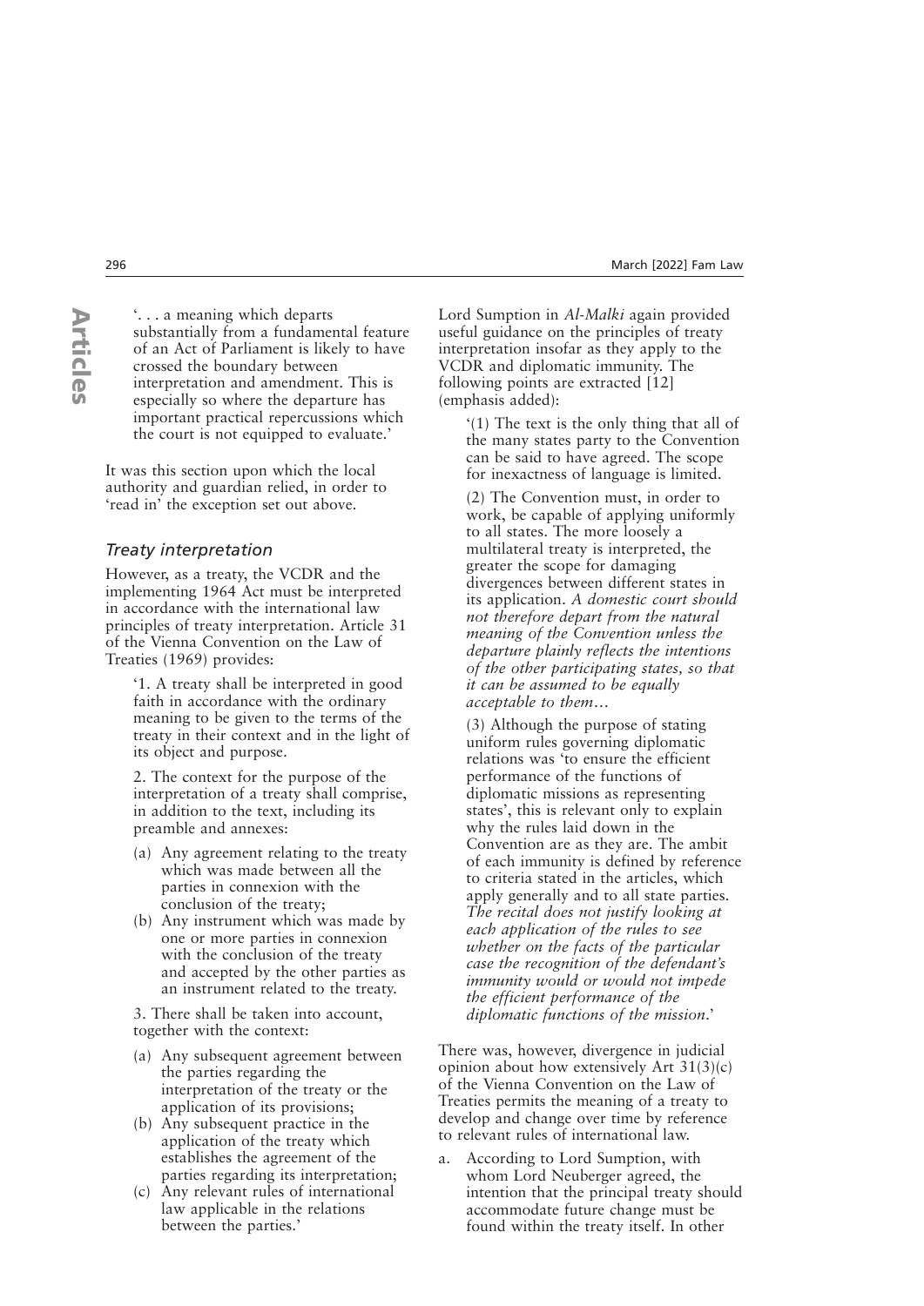'. . . a meaning which departs substantially from a fundamental feature of an Act of Parliament is likely to have crossed the boundary between interpretation and amendment. This is especially so where the departure has important practical repercussions which the court is not equipped to evaluate.'

It was this section upon which the local authority and guardian relied, in order to 'read in' the exception set out above.

### *Treaty interpretation*

However, as a treaty, the VCDR and the implementing 1964 Act must be interpreted in accordance with the international law principles of treaty interpretation. Article 31 of the Vienna Convention on the Law of Treaties (1969) provides:

> '1. A treaty shall be interpreted in good faith in accordance with the ordinary meaning to be given to the terms of the treaty in their context and in the light of its object and purpose.
>
> 2. The context for the purpose of the interpretation of a treaty shall comprise, in addition to the text, including its preamble and annexes:
>
> (a) Any agreement relating to the treaty which was made between all the parties in connexion with the conclusion of the treaty;
> (b) Any instrument which was made by one or more parties in connexion with the conclusion of the treaty and accepted by the other parties as an instrument related to the treaty.
>
> 3. There shall be taken into account, together with the context:
>
> (a) Any subsequent agreement between the parties regarding the interpretation of the treaty or the application of its provisions;
> (b) Any subsequent practice in the application of the treaty which establishes the agreement of the parties regarding its interpretation;
> (c) Any relevant rules of international law applicable in the relations between the parties.'

Lord Sumption in *Al-Malki* again provided useful guidance on the principles of treaty interpretation insofar as they apply to the VCDR and diplomatic immunity. The following points are extracted [12] (emphasis added):

> '(1) The text is the only thing that all of the many states party to the Convention can be said to have agreed. The scope for inexactness of language is limited.
>
> (2) The Convention must, in order to work, be capable of applying uniformly to all states. The more loosely a multilateral treaty is interpreted, the greater the scope for damaging divergences between different states in its application. *A domestic court should not therefore depart from the natural meaning of the Convention unless the departure plainly reflects the intentions of the other participating states, so that it can be assumed to be equally acceptable to them…*
>
> (3) Although the purpose of stating uniform rules governing diplomatic relations was 'to ensure the efficient performance of the functions of diplomatic missions as representing states', this is relevant only to explain why the rules laid down in the Convention are as they are. The ambit of each immunity is defined by reference to criteria stated in the articles, which apply generally and to all state parties. *The recital does not justify looking at each application of the rules to see whether on the facts of the particular case the recognition of the defendant's immunity would or would not impede the efficient performance of the diplomatic functions of the mission.*'

There was, however, divergence in judicial opinion about how extensively Art 31(3)(c) of the Vienna Convention on the Law of Treaties permits the meaning of a treaty to develop and change over time by reference to relevant rules of international law.

a. According to Lord Sumption, with whom Lord Neuberger agreed, the intention that the principal treaty should accommodate future change must be found within the treaty itself. In other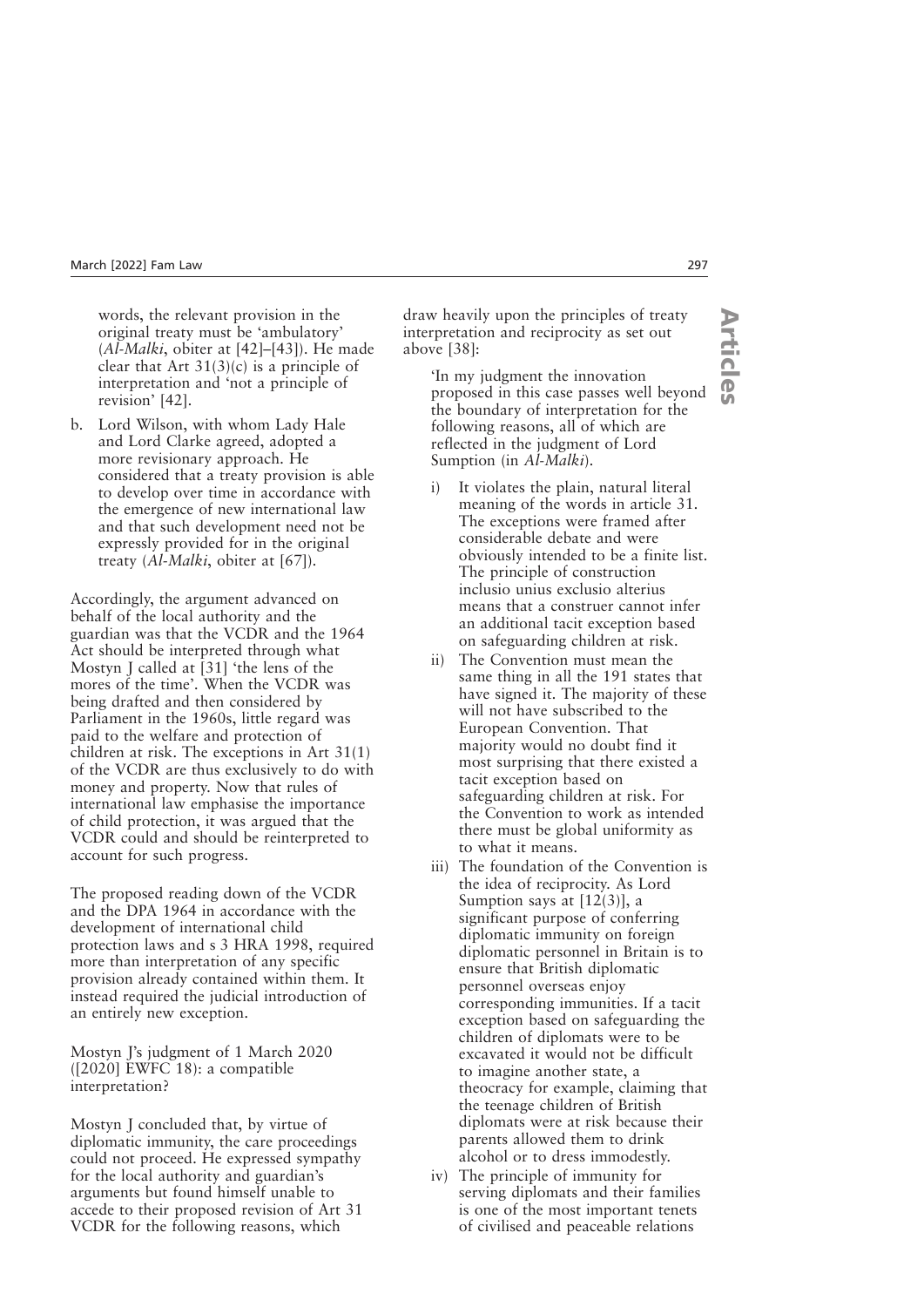words, the relevant provision in the original treaty must be 'ambulatory' (*Al-Malki*, obiter at [42]–[43]). He made clear that Art 31(3)(c) is a principle of interpretation and 'not a principle of revision' [42].

b. Lord Wilson, with whom Lady Hale and Lord Clarke agreed, adopted a more revisionary approach. He considered that a treaty provision is able to develop over time in accordance with the emergence of new international law and that such development need not be expressly provided for in the original treaty (*Al-Malki*, obiter at [67]).

Accordingly, the argument advanced on behalf of the local authority and the guardian was that the VCDR and the 1964 Act should be interpreted through what Mostyn J called at [31] 'the lens of the mores of the time'. When the VCDR was being drafted and then considered by Parliament in the 1960s, little regard was paid to the welfare and protection of children at risk. The exceptions in Art 31(1) of the VCDR are thus exclusively to do with money and property. Now that rules of international law emphasise the importance of child protection, it was argued that the VCDR could and should be reinterpreted to account for such progress.

The proposed reading down of the VCDR and the DPA 1964 in accordance with the development of international child protection laws and s 3 HRA 1998, required more than interpretation of any specific provision already contained within them. It instead required the judicial introduction of an entirely new exception.

## Mostyn J's judgment of 1 March 2020 ([2020] EWFC 18): a compatible interpretation?

Mostyn J concluded that, by virtue of diplomatic immunity, the care proceedings could not proceed. He expressed sympathy for the local authority and guardian's arguments but found himself unable to accede to their proposed revision of Art 31 VCDR for the following reasons, which draw heavily upon the principles of treaty interpretation and reciprocity as set out above [38]:

> 'In my judgment the innovation proposed in this case passes well beyond the boundary of interpretation for the following reasons, all of which are reflected in the judgment of Lord Sumption (in *Al-Malki*).
>
> i) It violates the plain, natural literal meaning of the words in article 31. The exceptions were framed after considerable debate and were obviously intended to be a finite list. The principle of construction inclusio unius exclusio alterius means that a construer cannot infer an additional tacit exception based on safeguarding children at risk.
>
> ii) The Convention must mean the same thing in all the 191 states that have signed it. The majority of these will not have subscribed to the European Convention. That majority would no doubt find it most surprising that there existed a tacit exception based on safeguarding children at risk. For the Convention to work as intended there must be global uniformity as to what it means.
>
> iii) The foundation of the Convention is the idea of reciprocity. As Lord Sumption says at [12(3)], a significant purpose of conferring diplomatic immunity on foreign diplomatic personnel in Britain is to ensure that British diplomatic personnel overseas enjoy corresponding immunities. If a tacit exception based on safeguarding the children of diplomats were to be excavated it would not be difficult to imagine another state, a theocracy for example, claiming that the teenage children of British diplomats were at risk because their parents allowed them to drink alcohol or to dress immodestly.
>
> iv) The principle of immunity for serving diplomats and their families is one of the most important tenets of civilised and peaceable relations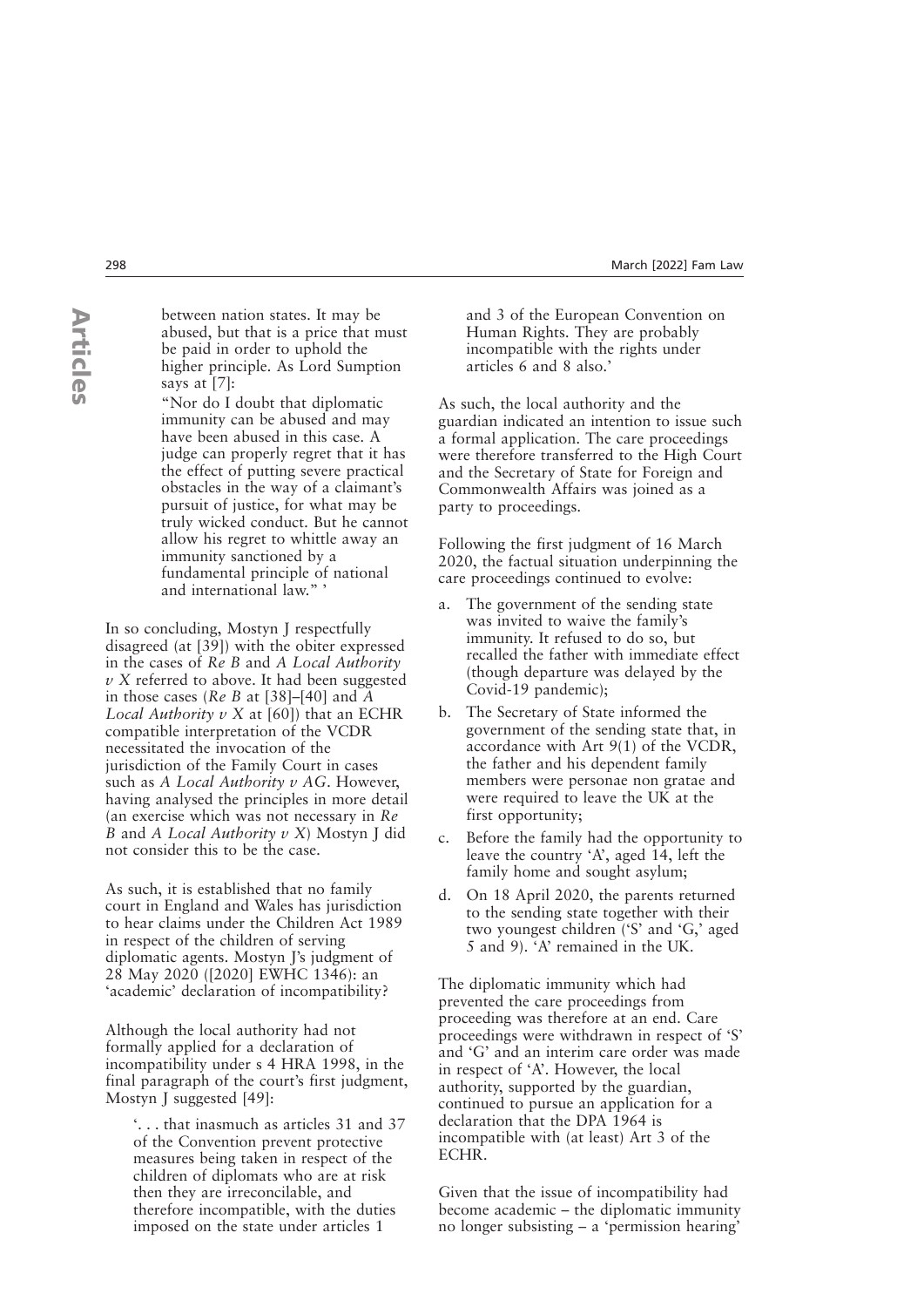between nation states. It may be abused, but that is a price that must be paid in order to uphold the higher principle. As Lord Sumption says at [7]:

> "Nor do I doubt that diplomatic immunity can be abused and may have been abused in this case. A judge can properly regret that it has the effect of putting severe practical obstacles in the way of a claimant's pursuit of justice, for what may be truly wicked conduct. But he cannot allow his regret to whittle away an immunity sanctioned by a fundamental principle of national and international law." '

In so concluding, Mostyn J respectfully disagreed (at [39]) with the obiter expressed in the cases of *Re B* and *A Local Authority v X* referred to above. It had been suggested in those cases (*Re B* at [38]–[40] and *A Local Authority v X* at [60]) that an ECHR compatible interpretation of the VCDR necessitated the invocation of the jurisdiction of the Family Court in cases such as *A Local Authority v AG*. However, having analysed the principles in more detail (an exercise which was not necessary in *Re B* and *A Local Authority v X*) Mostyn J did not consider this to be the case.

As such, it is established that no family court in England and Wales has jurisdiction to hear claims under the Children Act 1989 in respect of the children of serving diplomatic agents. Mostyn J's judgment of 28 May 2020 ([2020] EWHC 1346): an 'academic' declaration of incompatibility?

Although the local authority had not formally applied for a declaration of incompatibility under s 4 HRA 1998, in the final paragraph of the court's first judgment, Mostyn J suggested [49]:

> '. . . that inasmuch as articles 31 and 37 of the Convention prevent protective measures being taken in respect of the children of diplomats who are at risk then they are irreconcilable, and therefore incompatible, with the duties imposed on the state under articles 1 and 3 of the European Convention on Human Rights. They are probably incompatible with the rights under articles 6 and 8 also.'

As such, the local authority and the guardian indicated an intention to issue such a formal application. The care proceedings were therefore transferred to the High Court and the Secretary of State for Foreign and Commonwealth Affairs was joined as a party to proceedings.

Following the first judgment of 16 March 2020, the factual situation underpinning the care proceedings continued to evolve:

a. The government of the sending state was invited to waive the family's immunity. It refused to do so, but recalled the father with immediate effect (though departure was delayed by the Covid-19 pandemic);
b. The Secretary of State informed the government of the sending state that, in accordance with Art 9(1) of the VCDR, the father and his dependent family members were personae non gratae and were required to leave the UK at the first opportunity;
c. Before the family had the opportunity to leave the country 'A', aged 14, left the family home and sought asylum;
d. On 18 April 2020, the parents returned to the sending state together with their two youngest children ('S' and 'G,' aged 5 and 9). 'A' remained in the UK.

The diplomatic immunity which had prevented the care proceedings from proceeding was therefore at an end. Care proceedings were withdrawn in respect of 'S' and 'G' and an interim care order was made in respect of 'A'. However, the local authority, supported by the guardian, continued to pursue an application for a declaration that the DPA 1964 is incompatible with (at least) Art 3 of the ECHR.

Given that the issue of incompatibility had become academic – the diplomatic immunity no longer subsisting – a 'permission hearing'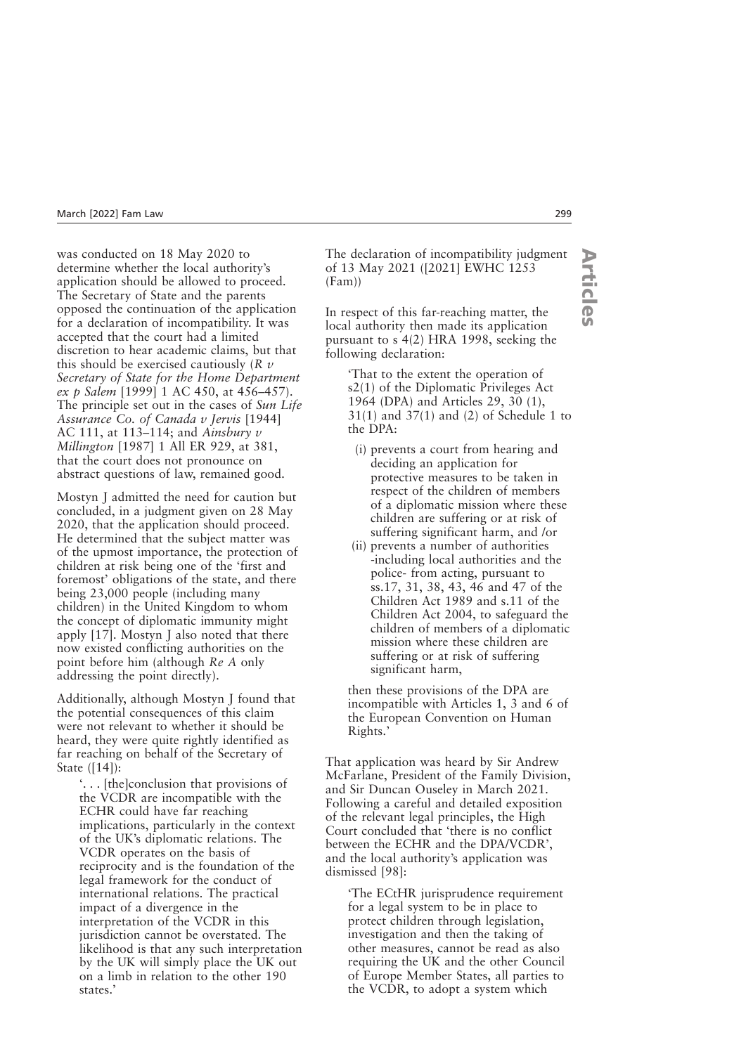was conducted on 18 May 2020 to determine whether the local authority's application should be allowed to proceed. The Secretary of State and the parents opposed the continuation of the application for a declaration of incompatibility. It was accepted that the court had a limited discretion to hear academic claims, but that this should be exercised cautiously (*R v Secretary of State for the Home Department ex p Salem* [1999] 1 AC 450, at 456–457). The principle set out in the cases of *Sun Life Assurance Co. of Canada v Jervis* [1944] AC 111, at 113–114; and *Ainsbury v Millington* [1987] 1 All ER 929, at 381, that the court does not pronounce on abstract questions of law, remained good.

Mostyn J admitted the need for caution but concluded, in a judgment given on 28 May 2020, that the application should proceed. He determined that the subject matter was of the upmost importance, the protection of children at risk being one of the 'first and foremost' obligations of the state, and there being 23,000 people (including many children) in the United Kingdom to whom the concept of diplomatic immunity might apply [17]. Mostyn J also noted that there now existed conflicting authorities on the point before him (although *Re A* only addressing the point directly).

Additionally, although Mostyn J found that the potential consequences of this claim were not relevant to whether it should be heard, they were quite rightly identified as far reaching on behalf of the Secretary of State ([14]):

> '. . . [the]conclusion that provisions of the VCDR are incompatible with the ECHR could have far reaching implications, particularly in the context of the UK's diplomatic relations. The VCDR operates on the basis of reciprocity and is the foundation of the legal framework for the conduct of international relations. The practical impact of a divergence in the interpretation of the VCDR in this jurisdiction cannot be overstated. The likelihood is that any such interpretation by the UK will simply place the UK out on a limb in relation to the other 190 states.'

### The declaration of incompatibility judgment of 13 May 2021 ([2021] EWHC 1253 (Fam))

In respect of this far-reaching matter, the local authority then made its application pursuant to s 4(2) HRA 1998, seeking the following declaration:

> 'That to the extent the operation of s2(1) of the Diplomatic Privileges Act 1964 (DPA) and Articles 29, 30 (1), 31(1) and 37(1) and (2) of Schedule 1 to the DPA:
>
> (i) prevents a court from hearing and deciding an application for protective measures to be taken in respect of the children of members of a diplomatic mission where these children are suffering or at risk of suffering significant harm, and /or
>
> (ii) prevents a number of authorities -including local authorities and the police- from acting, pursuant to ss.17, 31, 38, 43, 46 and 47 of the Children Act 1989 and s.11 of the Children Act 2004, to safeguard the children of members of a diplomatic mission where these children are suffering or at risk of suffering significant harm,
>
> then these provisions of the DPA are incompatible with Articles 1, 3 and 6 of the European Convention on Human Rights.'

That application was heard by Sir Andrew McFarlane, President of the Family Division, and Sir Duncan Ouseley in March 2021. Following a careful and detailed exposition of the relevant legal principles, the High Court concluded that 'there is no conflict between the ECHR and the DPA/VCDR', and the local authority's application was dismissed [98]:

> 'The ECtHR jurisprudence requirement for a legal system to be in place to protect children through legislation, investigation and then the taking of other measures, cannot be read as also requiring the UK and the other Council of Europe Member States, all parties to the VCDR, to adopt a system which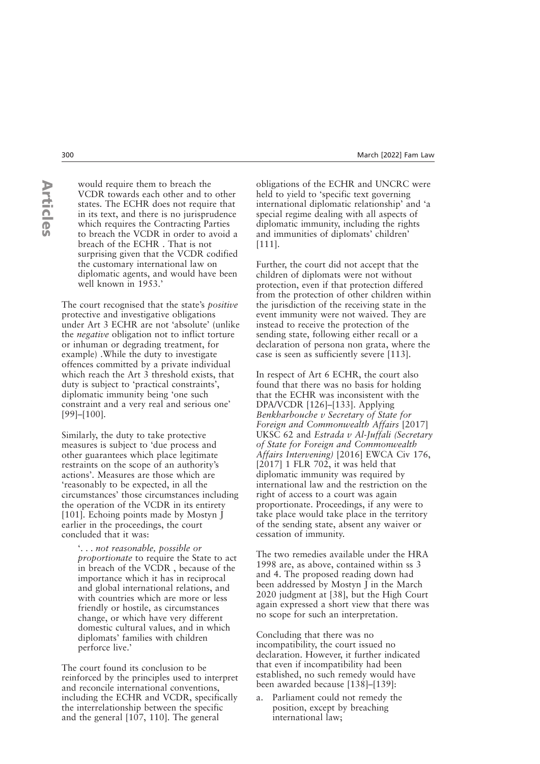would require them to breach the VCDR towards each other and to other states. The ECHR does not require that in its text, and there is no jurisprudence which requires the Contracting Parties to breach the VCDR in order to avoid a breach of the ECHR . That is not surprising given that the VCDR codified the customary international law on diplomatic agents, and would have been well known in 1953.'

The court recognised that the state's *positive* protective and investigative obligations under Art 3 ECHR are not 'absolute' (unlike the *negative* obligation not to inflict torture or inhuman or degrading treatment, for example) .While the duty to investigate offences committed by a private individual which reach the Art 3 threshold exists, that duty is subject to 'practical constraints', diplomatic immunity being 'one such constraint and a very real and serious one' [99]–[100].

Similarly, the duty to take protective measures is subject to 'due process and other guarantees which place legitimate restraints on the scope of an authority's actions'. Measures are those which are 'reasonably to be expected, in all the circumstances' those circumstances including the operation of the VCDR in its entirety [101]. Echoing points made by Mostyn J earlier in the proceedings, the court concluded that it was:

> '. . . *not reasonable, possible or proportionate* to require the State to act in breach of the VCDR , because of the importance which it has in reciprocal and global international relations, and with countries which are more or less friendly or hostile, as circumstances change, or which have very different domestic cultural values, and in which diplomats' families with children perforce live.'

The court found its conclusion to be reinforced by the principles used to interpret and reconcile international conventions, including the ECHR and VCDR, specifically the interrelationship between the specific and the general [107, 110]. The general obligations of the ECHR and UNCRC were held to yield to 'specific text governing international diplomatic relationship' and 'a special regime dealing with all aspects of diplomatic immunity, including the rights and immunities of diplomats' children' [111].

Further, the court did not accept that the children of diplomats were not without protection, even if that protection differed from the protection of other children within the jurisdiction of the receiving state in the event immunity were not waived. They are instead to receive the protection of the sending state, following either recall or a declaration of persona non grata, where the case is seen as sufficiently severe [113].

In respect of Art 6 ECHR, the court also found that there was no basis for holding that the ECHR was inconsistent with the DPA/VCDR [126]–[133]. Applying *Benkharbouche v Secretary of State for Foreign and Commonwealth Affairs* [2017] UKSC 62 and *Estrada v Al-Juffali (Secretary of State for Foreign and Commonwealth Affairs Intervening)* [2016] EWCA Civ 176, [2017] 1 FLR 702, it was held that diplomatic immunity was required by international law and the restriction on the right of access to a court was again proportionate. Proceedings, if any were to take place would take place in the territory of the sending state, absent any waiver or cessation of immunity.

The two remedies available under the HRA 1998 are, as above, contained within ss 3 and 4. The proposed reading down had been addressed by Mostyn J in the March 2020 judgment at [38], but the High Court again expressed a short view that there was no scope for such an interpretation.

Concluding that there was no incompatibility, the court issued no declaration. However, it further indicated that even if incompatibility had been established, no such remedy would have been awarded because [138]–[139]:

a. Parliament could not remedy the position, except by breaching international law;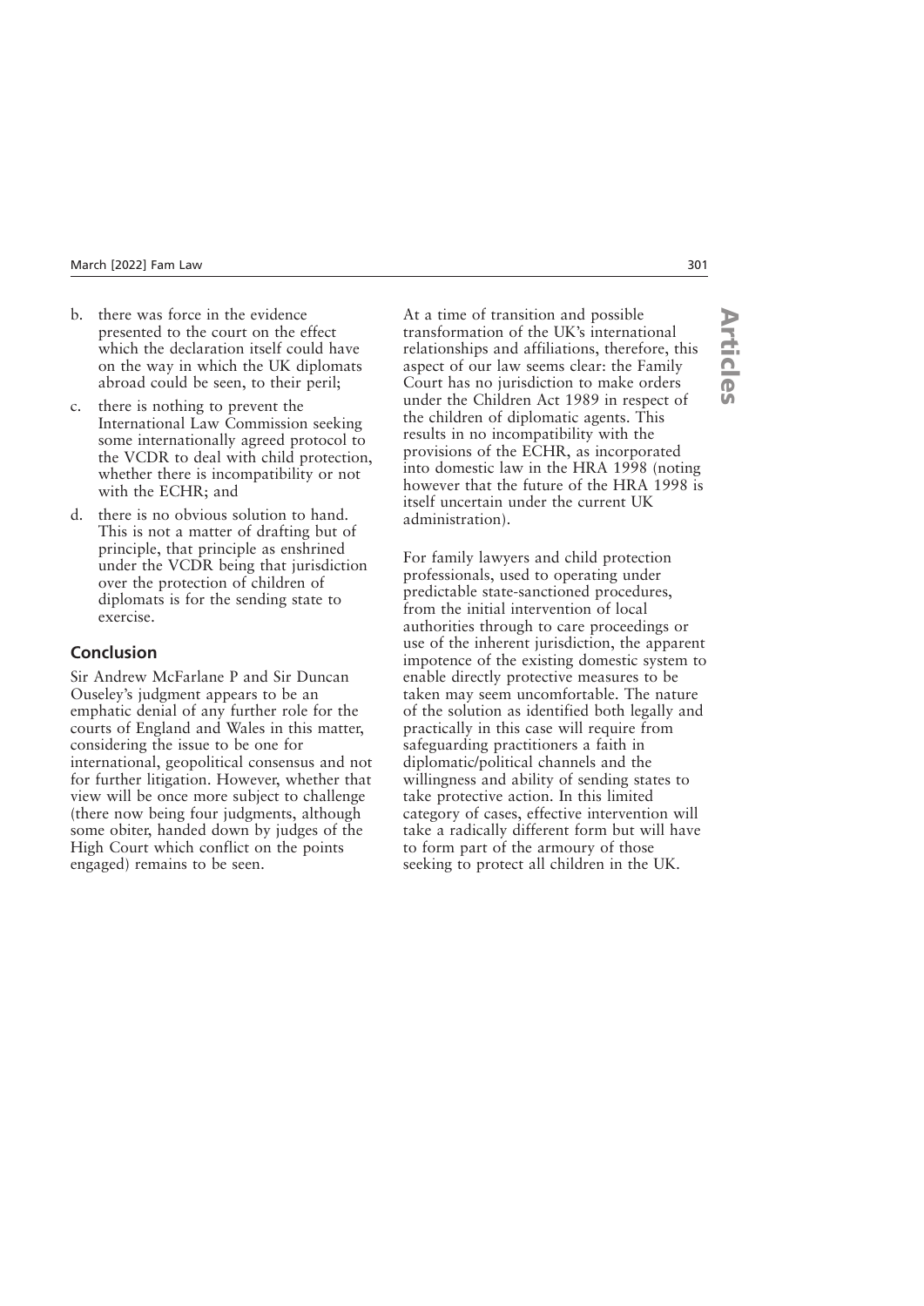b. there was force in the evidence presented to the court on the effect which the declaration itself could have on the way in which the UK diplomats abroad could be seen, to their peril;

c. there is nothing to prevent the International Law Commission seeking some internationally agreed protocol to the VCDR to deal with child protection, whether there is incompatibility or not with the ECHR; and

d. there is no obvious solution to hand. This is not a matter of drafting but of principle, that principle as enshrined under the VCDR being that jurisdiction over the protection of children of diplomats is for the sending state to exercise.

## Conclusion

Sir Andrew McFarlane P and Sir Duncan Ouseley's judgment appears to be an emphatic denial of any further role for the courts of England and Wales in this matter, considering the issue to be one for international, geopolitical consensus and not for further litigation. However, whether that view will be once more subject to challenge (there now being four judgments, although some obiter, handed down by judges of the High Court which conflict on the points engaged) remains to be seen.

At a time of transition and possible transformation of the UK's international relationships and affiliations, therefore, this aspect of our law seems clear: the Family Court has no jurisdiction to make orders under the Children Act 1989 in respect of the children of diplomatic agents. This results in no incompatibility with the provisions of the ECHR, as incorporated into domestic law in the HRA 1998 (noting however that the future of the HRA 1998 is itself uncertain under the current UK administration).

For family lawyers and child protection professionals, used to operating under predictable state-sanctioned procedures, from the initial intervention of local authorities through to care proceedings or use of the inherent jurisdiction, the apparent impotence of the existing domestic system to enable directly protective measures to be taken may seem uncomfortable. The nature of the solution as identified both legally and practically in this case will require from safeguarding practitioners a faith in diplomatic/political channels and the willingness and ability of sending states to take protective action. In this limited category of cases, effective intervention will take a radically different form but will have to form part of the armoury of those seeking to protect all children in the UK.